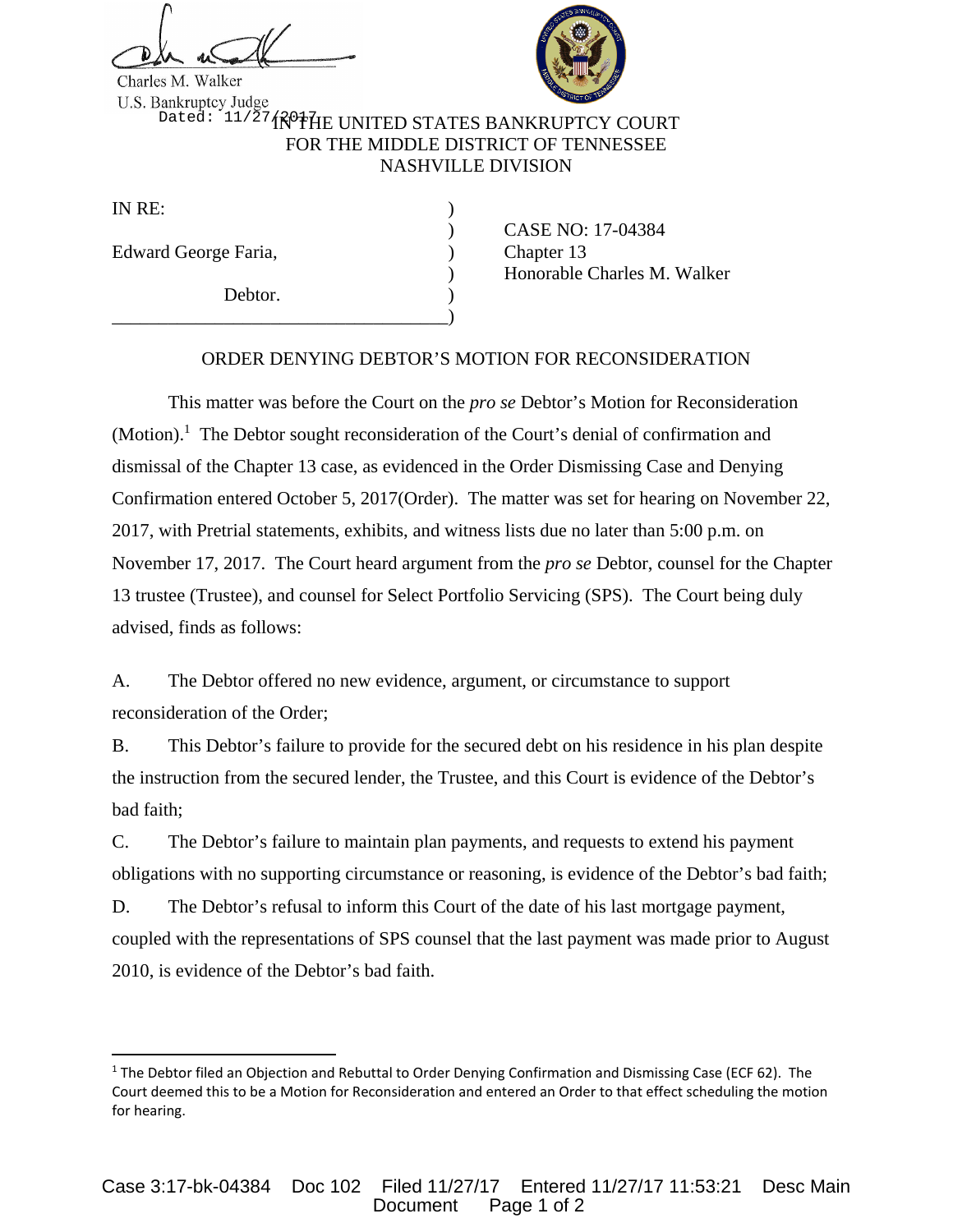Charles M. Walker
U.S. Bankruptcy Judge
Dated: 11/27/2017

IN THE UNITED STATES BANKRUPTCY COURT
FOR THE MIDDLE DISTRICT OF TENNESSEE
NASHVILLE DIVISION

| | |
|---|---|
| IN RE: | |
| | CASE NO: 17-04384 |
| Edward George Faria, | Chapter 13 |
| | Honorable Charles M. Walker |
| Debtor. | |

## ORDER DENYING DEBTOR'S MOTION FOR RECONSIDERATION

This matter was before the Court on the *pro se* Debtor's Motion for Reconsideration (Motion).[1] The Debtor sought reconsideration of the Court's denial of confirmation and dismissal of the Chapter 13 case, as evidenced in the Order Dismissing Case and Denying Confirmation entered October 5, 2017(Order). The matter was set for hearing on November 22, 2017, with Pretrial statements, exhibits, and witness lists due no later than 5:00 p.m. on November 17, 2017. The Court heard argument from the *pro se* Debtor, counsel for the Chapter 13 trustee (Trustee), and counsel for Select Portfolio Servicing (SPS). The Court being duly advised, finds as follows:

A. The Debtor offered no new evidence, argument, or circumstance to support reconsideration of the Order;

B. This Debtor's failure to provide for the secured debt on his residence in his plan despite the instruction from the secured lender, the Trustee, and this Court is evidence of the Debtor's bad faith;

C. The Debtor's failure to maintain plan payments, and requests to extend his payment obligations with no supporting circumstance or reasoning, is evidence of the Debtor's bad faith;

D. The Debtor's refusal to inform this Court of the date of his last mortgage payment, coupled with the representations of SPS counsel that the last payment was made prior to August 2010, is evidence of the Debtor's bad faith.

[1] The Debtor filed an Objection and Rebuttal to Order Denying Confirmation and Dismissing Case (ECF 62). The Court deemed this to be a Motion for Reconsideration and entered an Order to that effect scheduling the motion for hearing.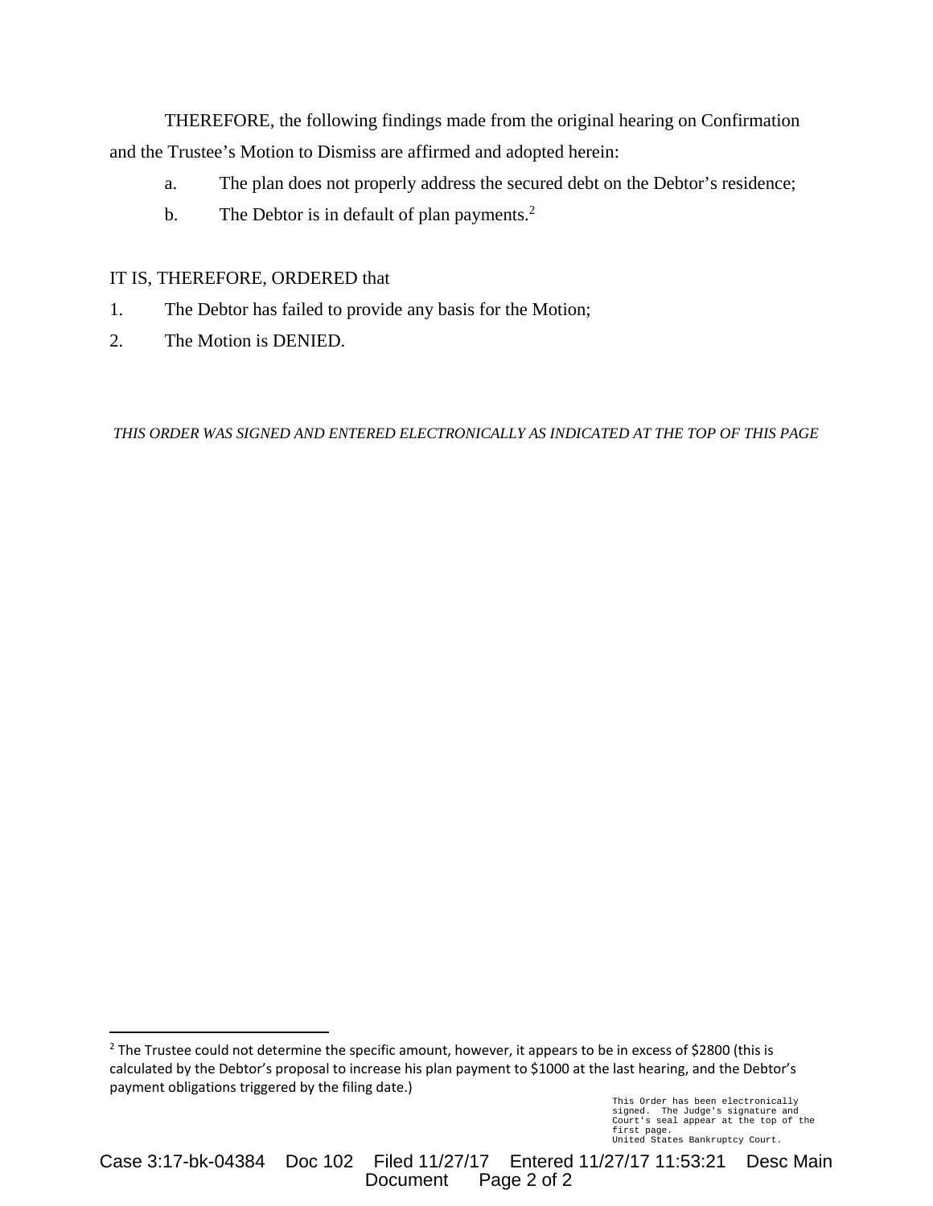THEREFORE, the following findings made from the original hearing on Confirmation and the Trustee's Motion to Dismiss are affirmed and adopted herein:

a. The plan does not properly address the secured debt on the Debtor's residence;

b. The Debtor is in default of plan payments.[2]

IT IS, THEREFORE, ORDERED that

1. The Debtor has failed to provide any basis for the Motion;
2. The Motion is DENIED.

*THIS ORDER WAS SIGNED AND ENTERED ELECTRONICALLY AS INDICATED AT THE TOP OF THIS PAGE*

---

[2] The Trustee could not determine the specific amount, however, it appears to be in excess of $2800 (this is calculated by the Debtor's proposal to increase his plan payment to $1000 at the last hearing, and the Debtor's payment obligations triggered by the filing date.)

This Order has been electronically signed. The Judge's signature and Court's seal appear at the top of the first page.
United States Bankruptcy Court.